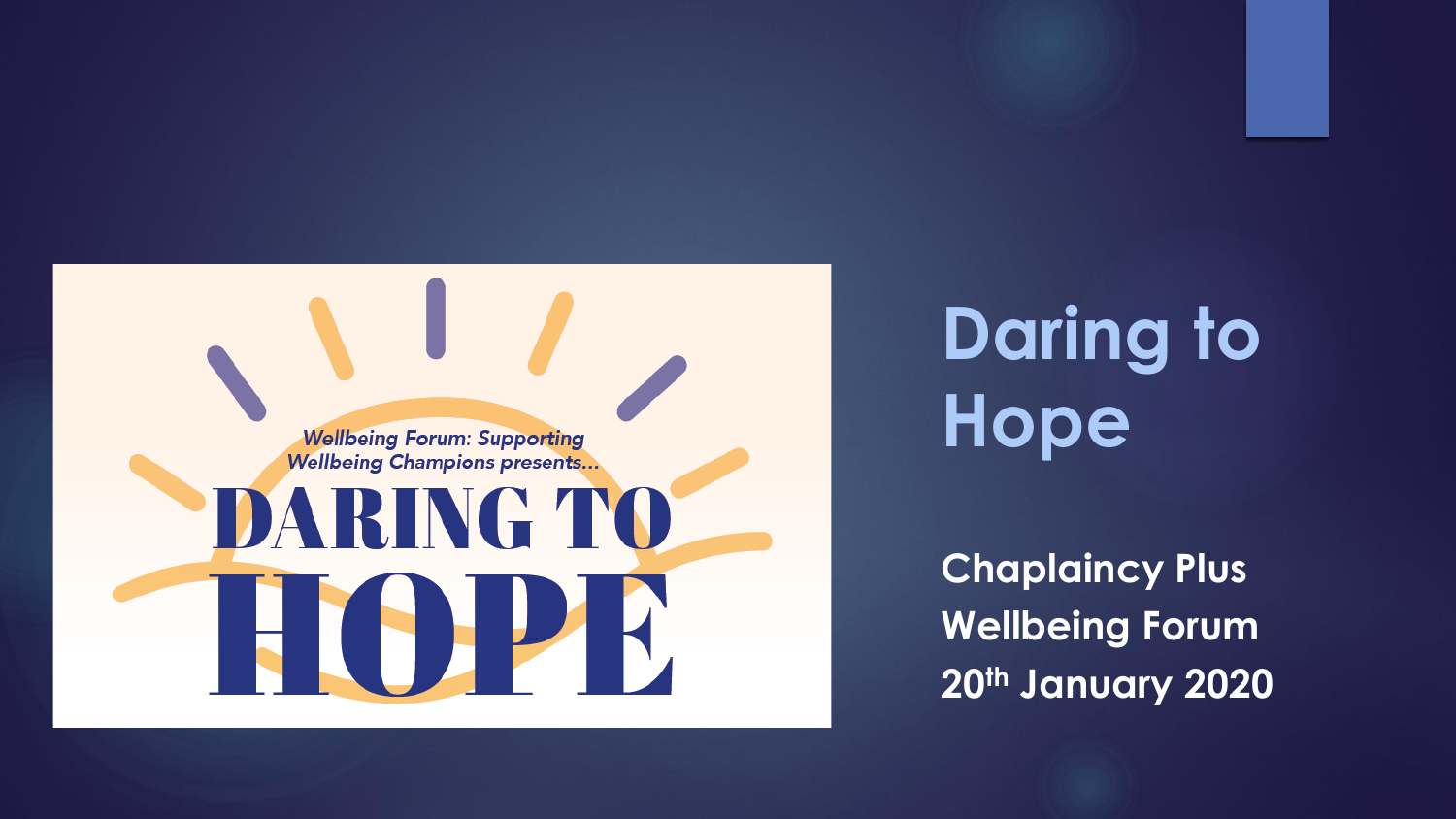Wellbeing Forum: Supporting Wellbeing Champions presents...

DARING TO HOPE

# Daring to Hope

**Chaplaincy Plus**
**Wellbeing Forum**
**20th January 2020**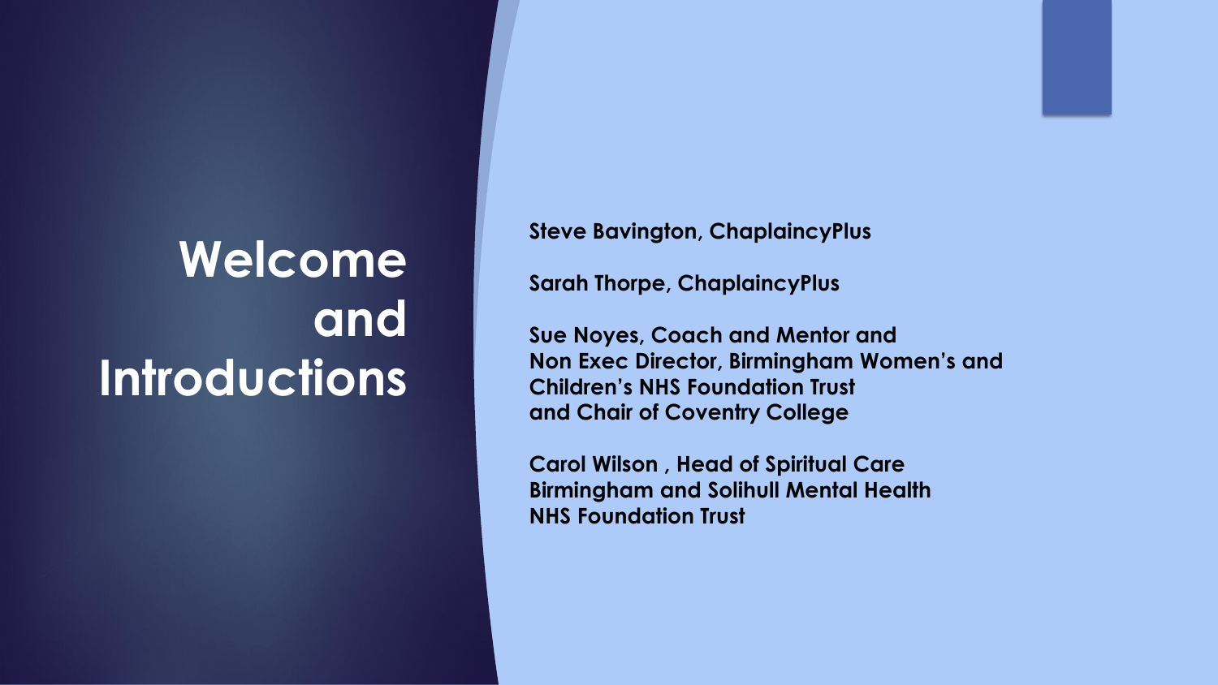# Welcome and Introductions

**Steve Bavington, ChaplaincyPlus**

**Sarah Thorpe, ChaplaincyPlus**

**Sue Noyes, Coach and Mentor and Non Exec Director, Birmingham Women's and Children's NHS Foundation Trust and Chair of Coventry College**

**Carol Wilson , Head of Spiritual Care Birmingham and Solihull Mental Health NHS Foundation Trust**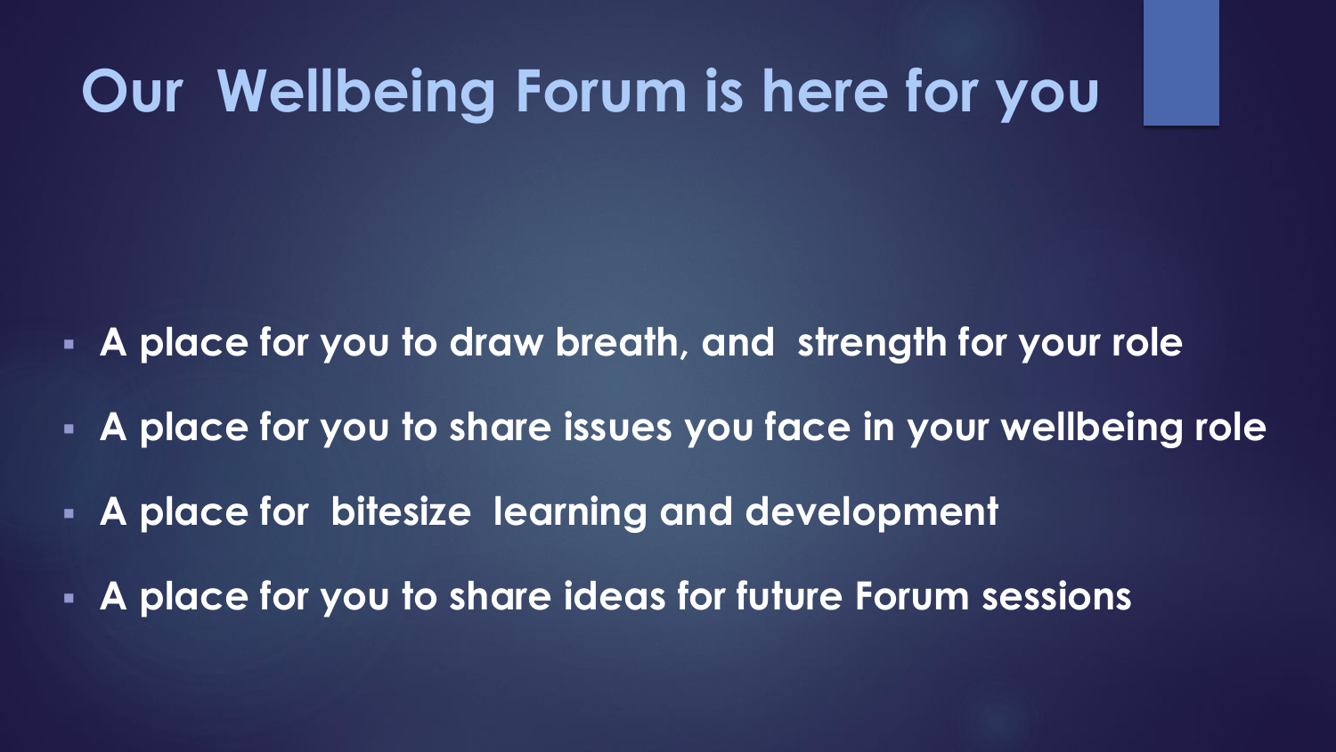# Our Wellbeing Forum is here for you

- **A place for you to draw breath, and strength for your role**
- **A place for you to share issues you face in your wellbeing role**
- **A place for bitesize learning and development**
- **A place for you to share ideas for future Forum sessions**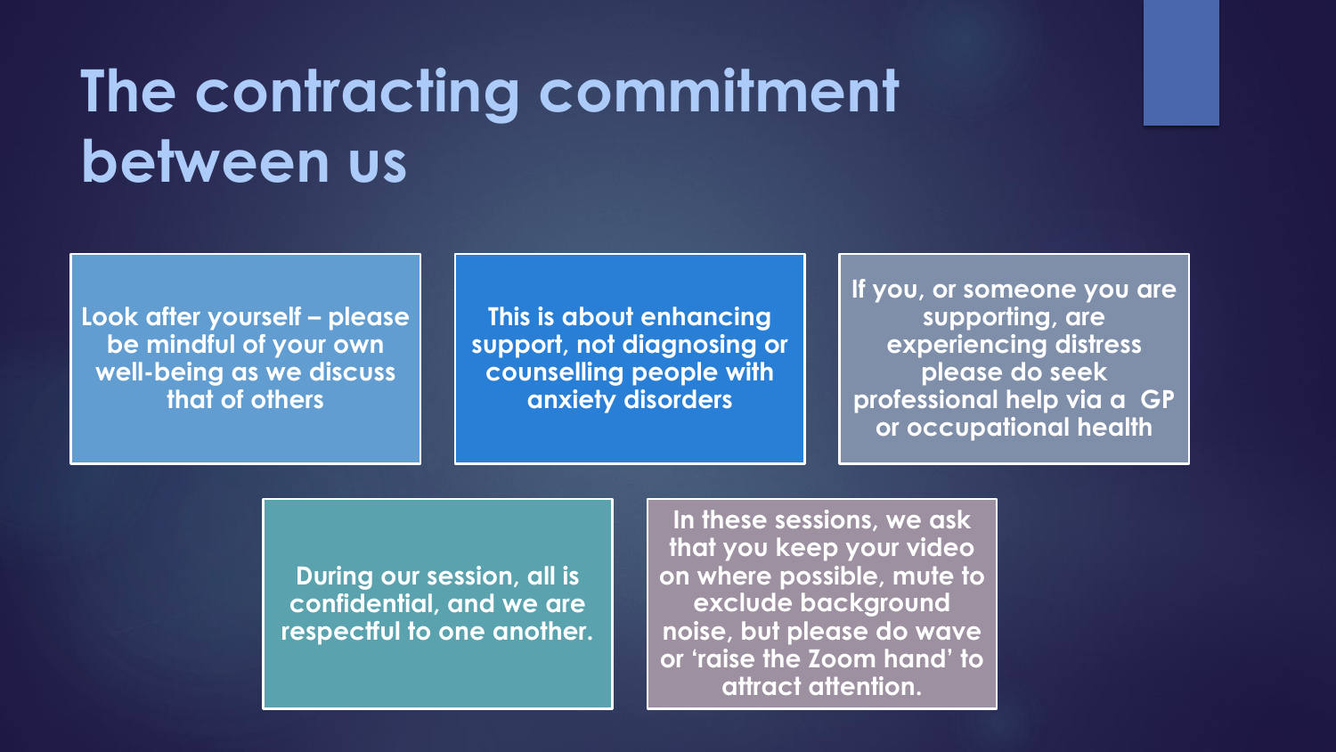# The contracting commitment between us

- Look after yourself – please be mindful of your own well-being as we discuss that of others
- This is about enhancing support, not diagnosing or counselling people with anxiety disorders
- If you, or someone you are supporting, are experiencing distress please do seek professional help via a GP or occupational health
- During our session, all is confidential, and we are respectful to one another.
- In these sessions, we ask that you keep your video on where possible, mute to exclude background noise, but please do wave or 'raise the Zoom hand' to attract attention.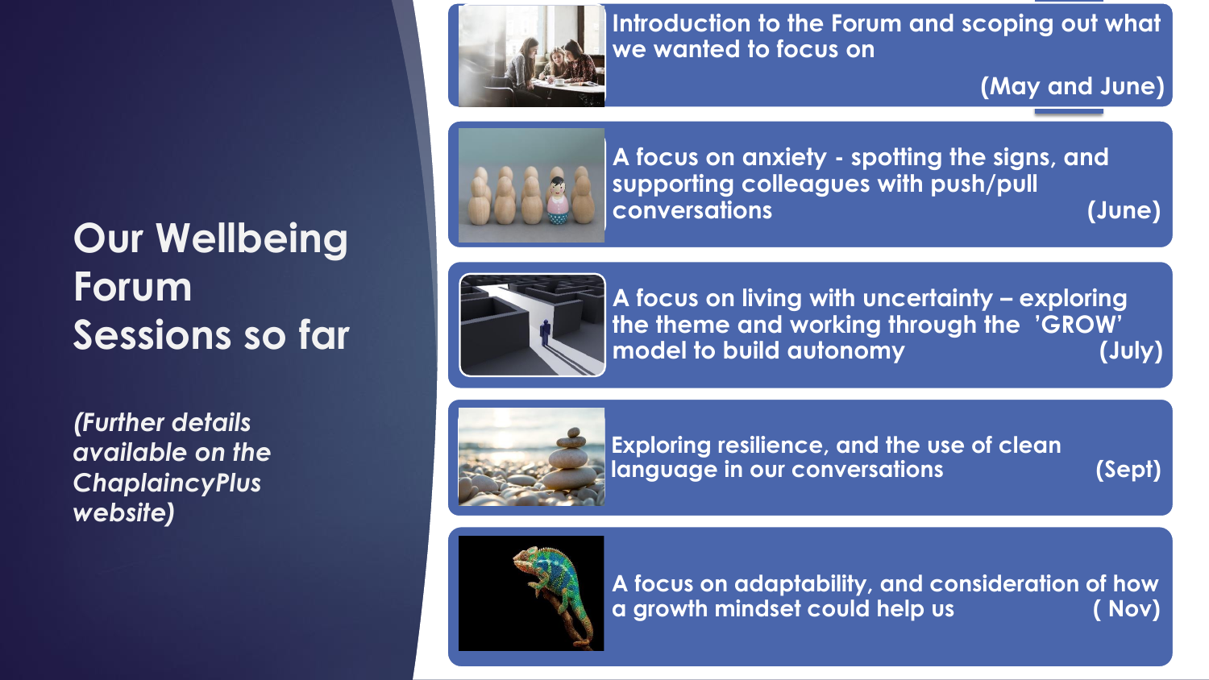# Our Wellbeing Forum Sessions so far

*(Further details available on the ChaplaincyPlus website)*

- Introduction to the Forum and scoping out what we wanted to focus on (May and June)
- A focus on anxiety - spotting the signs, and supporting colleagues with push/pull conversations (June)
- A focus on living with uncertainty – exploring the theme and working through the 'GROW' model to build autonomy (July)
- Exploring resilience, and the use of clean language in our conversations (Sept)
- A focus on adaptability, and consideration of how a growth mindset could help us ( Nov)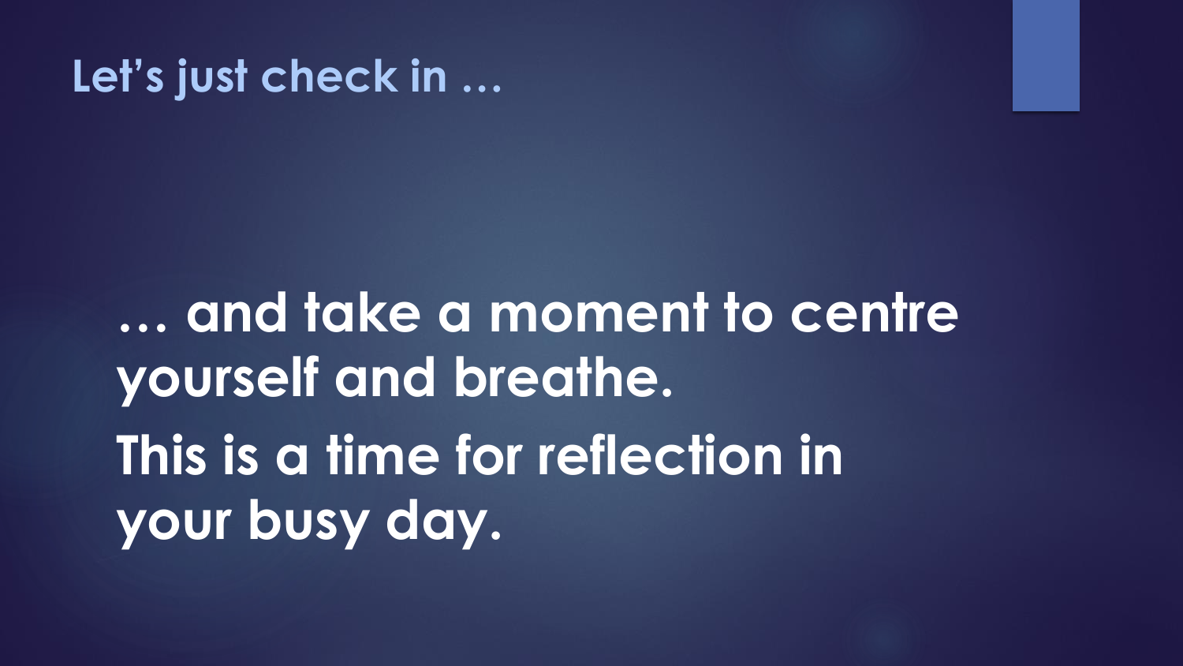## Let's just check in …

**… and take a moment to centre yourself and breathe.**

**This is a time for reflection in your busy day.**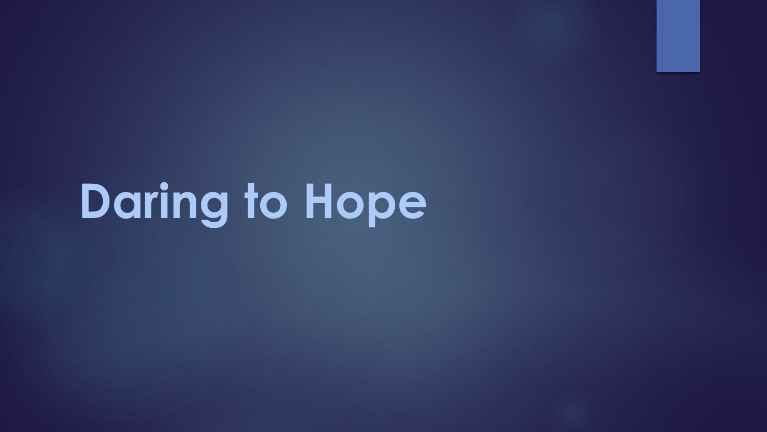# Daring to Hope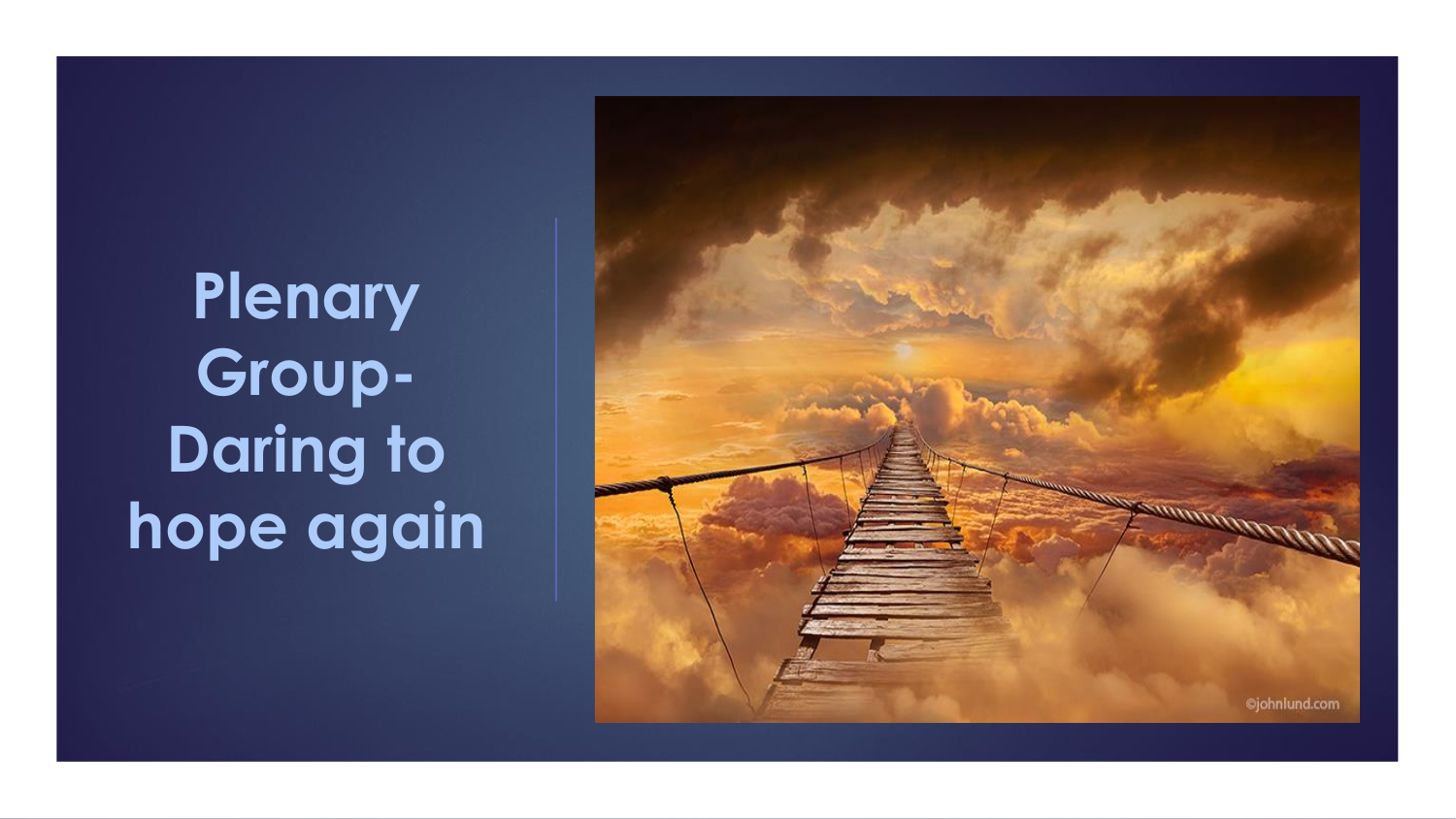# Plenary Group- Daring to hope again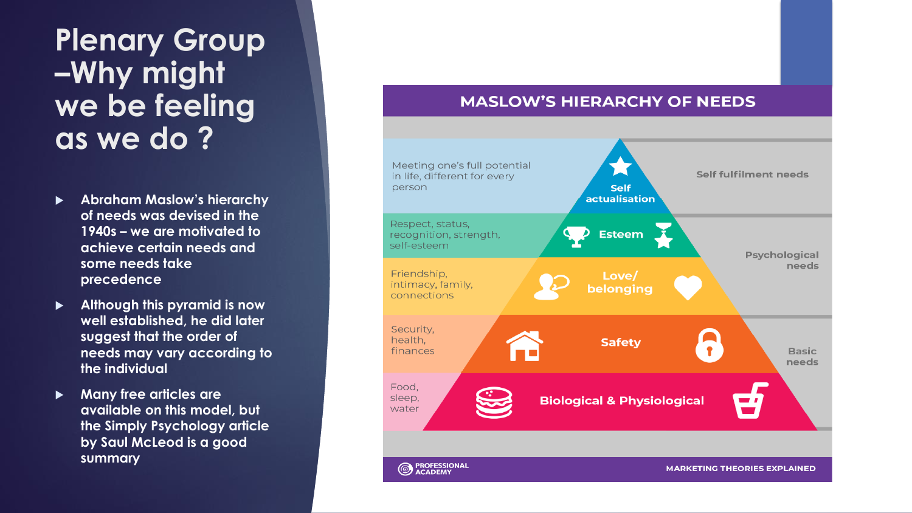# Plenary Group –Why might we be feeling as we do ?

- Abraham Maslow's hierarchy of needs was devised in the 1940s – we are motivated to achieve certain needs and some needs take precedence
- Although this pyramid is now well established, he did later suggest that the order of needs may vary according to the individual
- Many free articles are available on this model, but the Simply Psychology article by Saul McLeod is a good summary

## MASLOW'S HIERARCHY OF NEEDS

| Description | Level | Category |
| --- | --- | --- |
| Meeting one's full potential in life, different for every person | Self actualisation | Self fulfilment needs |
| Respect, status, recognition, strength, self-esteem | Esteem | Psychological needs |
| Friendship, intimacy, family, connections | Love/ belonging | Psychological needs |
| Security, health, finances | Safety | Basic needs |
| Food, sleep, water | Biological & Physiological | Basic needs |

PROFESSIONAL ACADEMY — MARKETING THEORIES EXPLAINED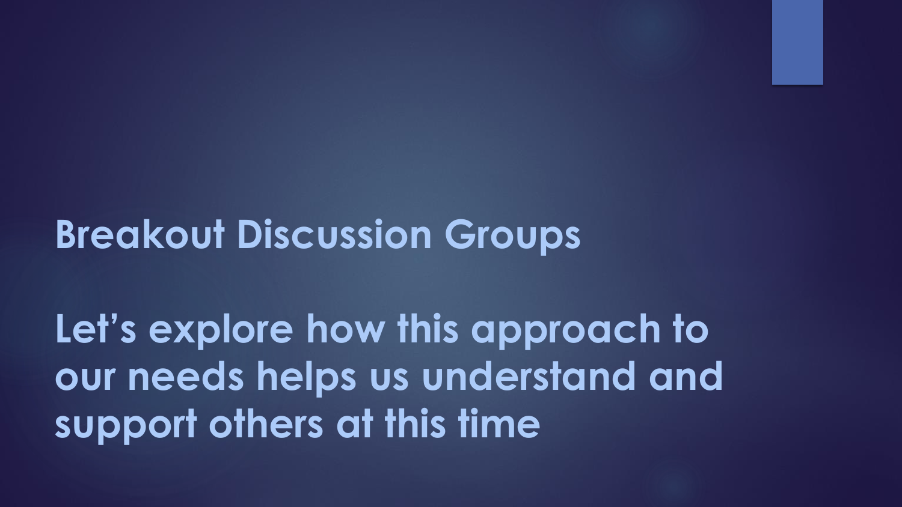# Breakout Discussion Groups

## Let's explore how this approach to our needs helps us understand and support others at this time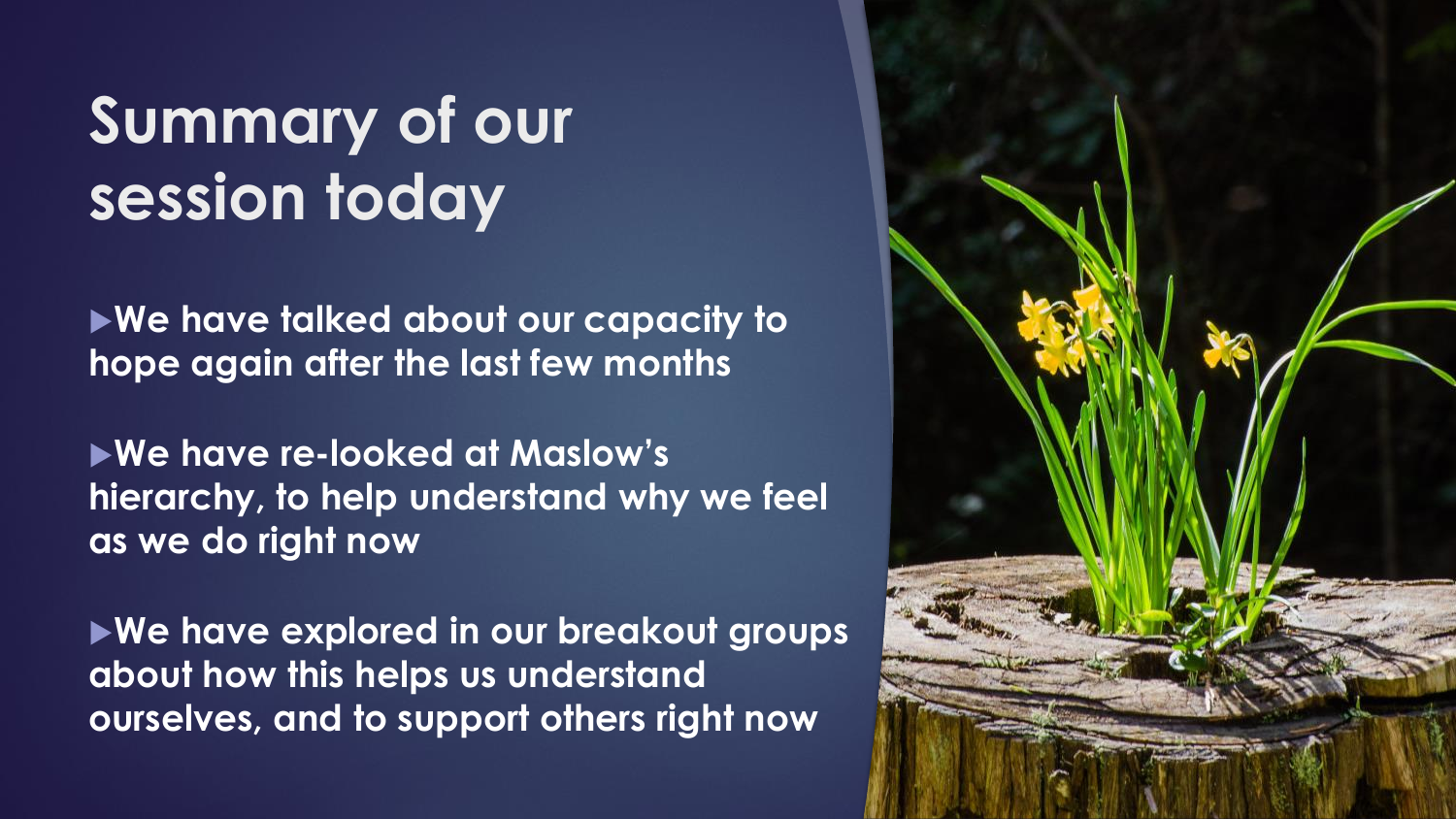# Summary of our session today

- **We have talked about our capacity to hope again after the last few months**
- **We have re-looked at Maslow's hierarchy, to help understand why we feel as we do right now**
- **We have explored in our breakout groups about how this helps us understand ourselves, and to support others right now**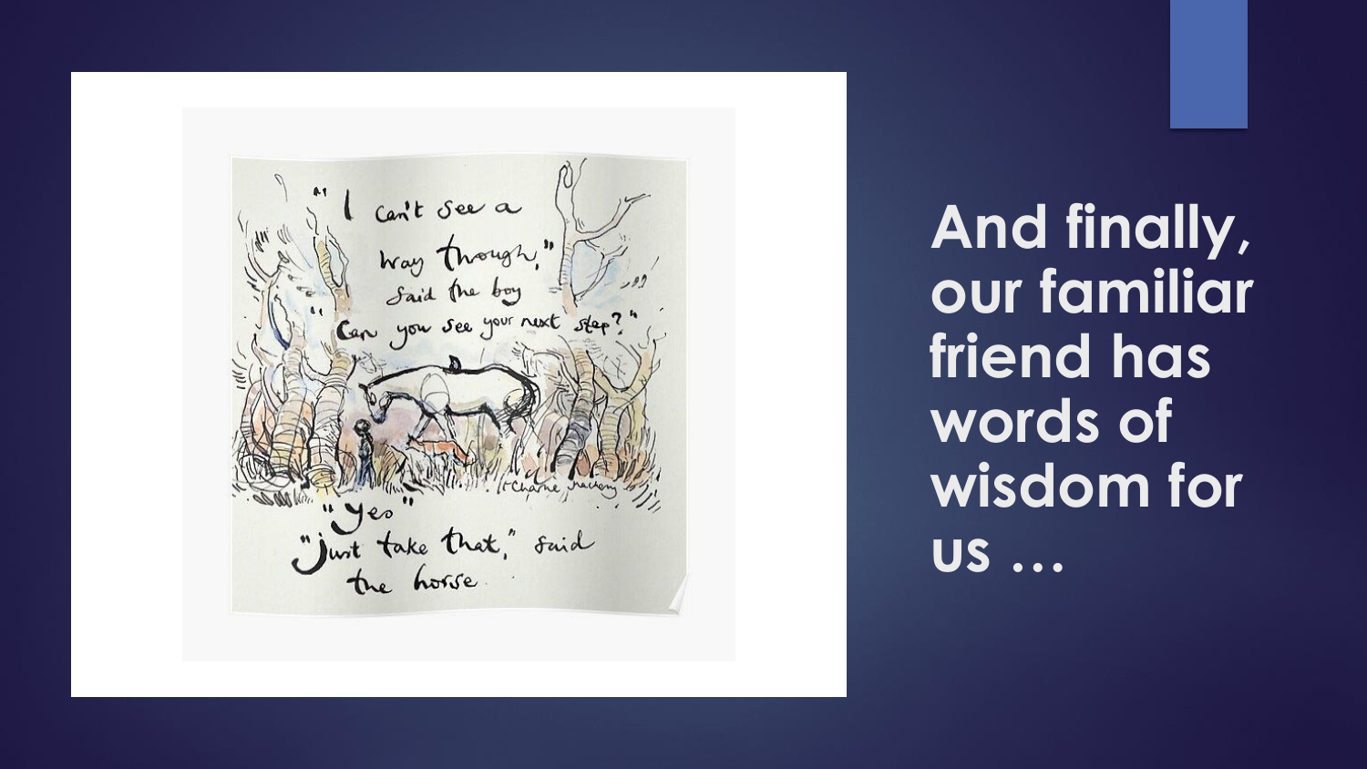"I can't see a way through," said the boy

"Can you see your next step?"

"Yes"

"Just take that," said the horse.

© Charlie Mackesy

**And finally, our familiar friend has words of wisdom for us …**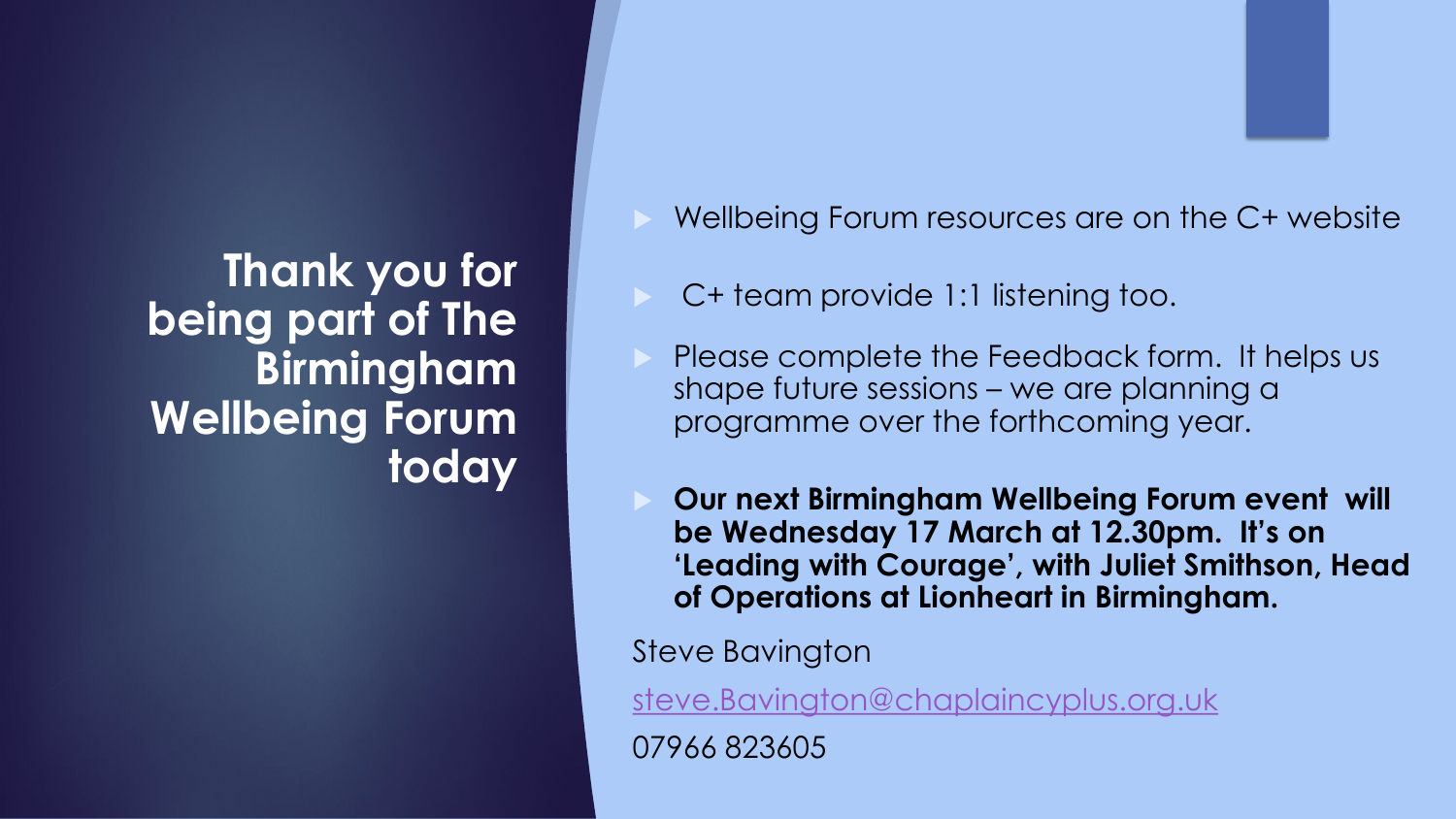# Thank you for being part of The Birmingham Wellbeing Forum today

- Wellbeing Forum resources are on the C+ website
- C+ team provide 1:1 listening too.
- Please complete the Feedback form. It helps us shape future sessions – we are planning a programme over the forthcoming year.
- **Our next Birmingham Wellbeing Forum event will be Wednesday 17 March at 12.30pm. It's on 'Leading with Courage', with Juliet Smithson, Head of Operations at Lionheart in Birmingham.**

Steve Bavington

steve.Bavington@chaplaincyplus.org.uk

07966 823605